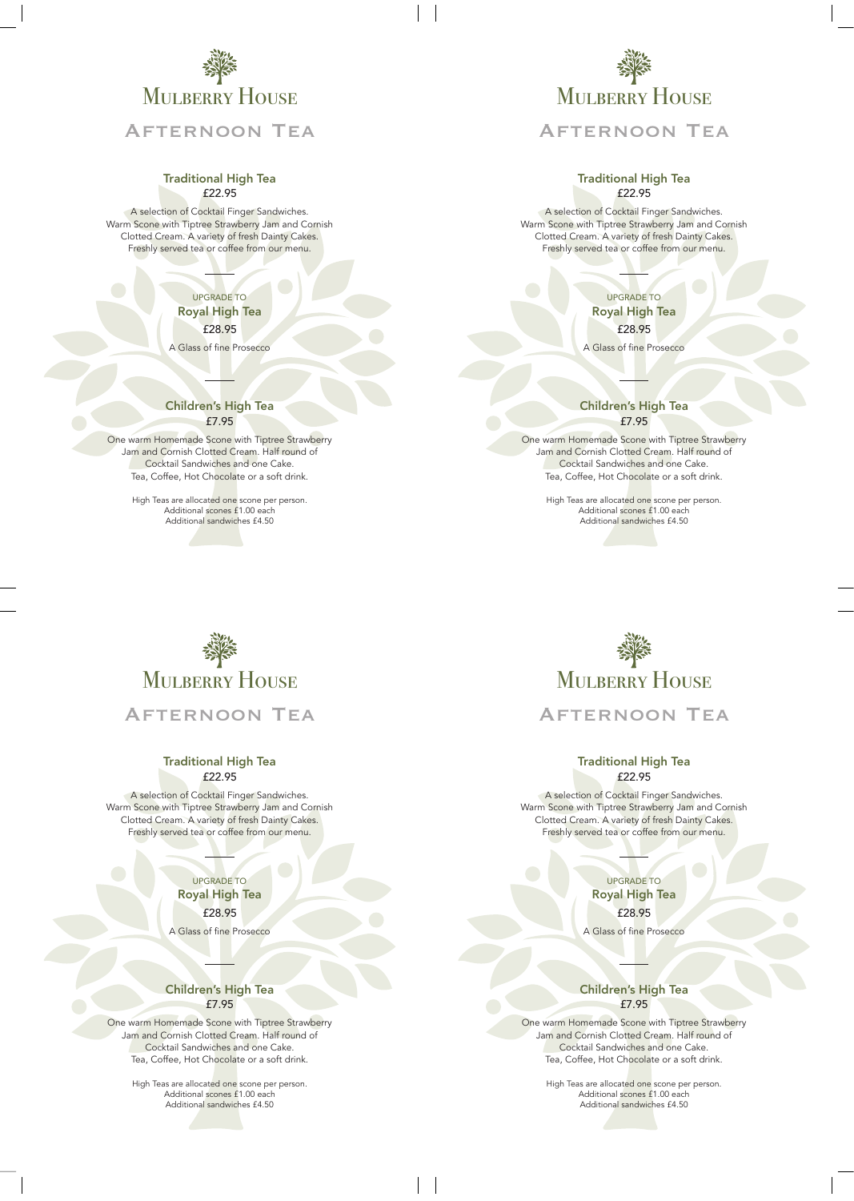# Mulberry House

## Afternoon Tea

### Traditional High Tea

£22.95

A selection of Cocktail Finger Sandwiches. Warm Scone with Tiptree Strawberry Jam and Cornish Clotted Cream. A variety of fresh Dainty Cakes. Freshly served tea or coffee from our menu.

UPGRADE TO

### Royal High Tea

£28.95

A Glass of fine Prosecco

### Children's High Tea

£7.95

One warm Homemade Scone with Tiptree Strawberry Jam and Cornish Clotted Cream. Half round of Cocktail Sandwiches and one Cake. Tea, Coffee, Hot Chocolate or a soft drink.

High Teas are allocated one scone per person.
Additional scones £1.00 each
Additional sandwiches £4.50

# Mulberry House

## Afternoon Tea

### Traditional High Tea

£22.95

A selection of Cocktail Finger Sandwiches. Warm Scone with Tiptree Strawberry Jam and Cornish Clotted Cream. A variety of fresh Dainty Cakes. Freshly served tea or coffee from our menu.

UPGRADE TO

### Royal High Tea

£28.95

A Glass of fine Prosecco

### Children's High Tea

£7.95

One warm Homemade Scone with Tiptree Strawberry Jam and Cornish Clotted Cream. Half round of Cocktail Sandwiches and one Cake. Tea, Coffee, Hot Chocolate or a soft drink.

High Teas are allocated one scone per person.
Additional scones £1.00 each
Additional sandwiches £4.50

# Mulberry House

## Afternoon Tea

### Traditional High Tea

£22.95

A selection of Cocktail Finger Sandwiches. Warm Scone with Tiptree Strawberry Jam and Cornish Clotted Cream. A variety of fresh Dainty Cakes. Freshly served tea or coffee from our menu.

UPGRADE TO

### Royal High Tea

£28.95

A Glass of fine Prosecco

### Children's High Tea

£7.95

One warm Homemade Scone with Tiptree Strawberry Jam and Cornish Clotted Cream. Half round of Cocktail Sandwiches and one Cake. Tea, Coffee, Hot Chocolate or a soft drink.

High Teas are allocated one scone per person.
Additional scones £1.00 each
Additional sandwiches £4.50

# Mulberry House

## Afternoon Tea

### Traditional High Tea

£22.95

A selection of Cocktail Finger Sandwiches. Warm Scone with Tiptree Strawberry Jam and Cornish Clotted Cream. A variety of fresh Dainty Cakes. Freshly served tea or coffee from our menu.

UPGRADE TO

### Royal High Tea

£28.95

A Glass of fine Prosecco

### Children's High Tea

£7.95

One warm Homemade Scone with Tiptree Strawberry Jam and Cornish Clotted Cream. Half round of Cocktail Sandwiches and one Cake. Tea, Coffee, Hot Chocolate or a soft drink.

High Teas are allocated one scone per person.
Additional scones £1.00 each
Additional sandwiches £4.50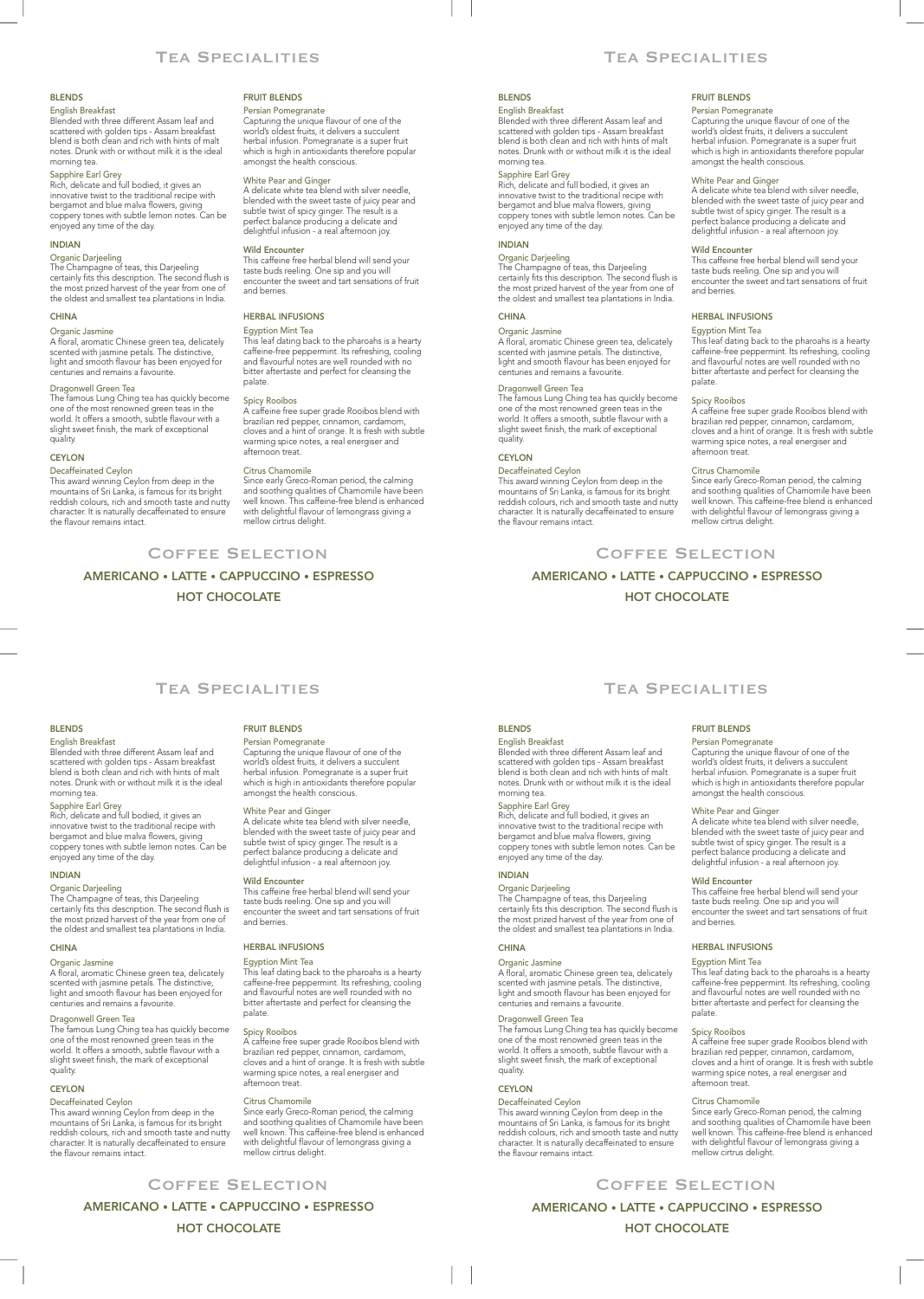# Tea Specialities

## BLENDS

### English Breakfast
Blended with three different Assam leaf and scattered with golden tips - Assam breakfast blend is both clean and rich with hints of malt notes. Drunk with or without milk it is the ideal morning tea.

### Sapphire Earl Grey
Rich, delicate and full bodied, it gives an innovative twist to the traditional recipe with bergamot and blue malva flowers, giving coppery tones with subtle lemon notes. Can be enjoyed any time of the day.

## INDIAN

### Organic Darjeeling
The Champagne of teas, this Darjeeling certainly fits this description. The second flush is the most prized harvest of the year from one of the oldest and smallest tea plantations in India.

## CHINA

### Organic Jasmine
A floral, aromatic Chinese green tea, delicately scented with jasmine petals. The distinctive, light and smooth flavour has been enjoyed for centuries and remains a favourite.

### Dragonwell Green Tea
The famous Lung Ching tea has quickly become one of the most renowned green teas in the world. It offers a smooth, subtle flavour with a slight sweet finish, the mark of exceptional quality.

## CEYLON

### Decaffeinated Ceylon
This award winning Ceylon from deep in the mountains of Sri Lanka, is famous for its bright reddish colours, rich and smooth taste and nutty character. It is naturally decaffeinated to ensure the flavour remains intact.

## FRUIT BLENDS

### Persian Pomegranate
Capturing the unique flavour of one of the world's oldest fruits, it delivers a succulent herbal infusion. Pomegranate is a super fruit which is high in antioxidants therefore popular amongst the health conscious.

### White Pear and Ginger
A delicate white tea blend with silver needle, blended with the sweet taste of juicy pear and subtle twist of spicy ginger. The result is a perfect balance producing a delicate and delightful infusion - a real afternoon joy.

### Wild Encounter
This caffeine free herbal blend will send your taste buds reeling. One sip and you will encounter the sweet and tart sensations of fruit and berries.

## HERBAL INFUSIONS

### Egyption Mint Tea
This leaf dating back to the pharoahs is a hearty caffeine-free peppermint. Its refreshing, cooling and flavourful notes are well rounded with no bitter aftertaste and perfect for cleansing the palate.

### Spicy Rooibos
A caffeine free super grade Rooibos blend with brazilian red pepper, cinnamon, cardamom, cloves and a hint of orange. It is fresh with subtle warming spice notes, a real energiser and afternoon treat.

### Citrus Chamomile
Since early Greco-Roman period, the calming and soothing qualities of Chamomile have been well known. This caffeine-free blend is enhanced with delightful flavour of lemongrass giving a mellow cirtrus delight.

# Coffee Selection

AMERICANO • LATTE • CAPPUCCINO • ESPRESSO

HOT CHOCOLATE

# Tea Specialities

## BLENDS

### English Breakfast
Blended with three different Assam leaf and scattered with golden tips - Assam breakfast blend is both clean and rich with hints of malt notes. Drunk with or without milk it is the ideal morning tea.

### Sapphire Earl Grey
Rich, delicate and full bodied, it gives an innovative twist to the traditional recipe with bergamot and blue malva flowers, giving coppery tones with subtle lemon notes. Can be enjoyed any time of the day.

## INDIAN

### Organic Darjeeling
The Champagne of teas, this Darjeeling certainly fits this description. The second flush is the most prized harvest of the year from one of the oldest and smallest tea plantations in India.

## CHINA

### Organic Jasmine
A floral, aromatic Chinese green tea, delicately scented with jasmine petals. The distinctive, light and smooth flavour has been enjoyed for centuries and remains a favourite.

### Dragonwell Green Tea
The famous Lung Ching tea has quickly become one of the most renowned green teas in the world. It offers a smooth, subtle flavour with a slight sweet finish, the mark of exceptional quality.

## CEYLON

### Decaffeinated Ceylon
This award winning Ceylon from deep in the mountains of Sri Lanka, is famous for its bright reddish colours, rich and smooth taste and nutty character. It is naturally decaffeinated to ensure the flavour remains intact.

## FRUIT BLENDS

### Persian Pomegranate
Capturing the unique flavour of one of the world's oldest fruits, it delivers a succulent herbal infusion. Pomegranate is a super fruit which is high in antioxidants therefore popular amongst the health conscious.

### White Pear and Ginger
A delicate white tea blend with silver needle, blended with the sweet taste of juicy pear and subtle twist of spicy ginger. The result is a perfect balance producing a delicate and delightful infusion - a real afternoon joy.

### Wild Encounter
This caffeine free herbal blend will send your taste buds reeling. One sip and you will encounter the sweet and tart sensations of fruit and berries.

## HERBAL INFUSIONS

### Egyption Mint Tea
This leaf dating back to the pharoahs is a hearty caffeine-free peppermint. Its refreshing, cooling and flavourful notes are well rounded with no bitter aftertaste and perfect for cleansing the palate.

### Spicy Rooibos
A caffeine free super grade Rooibos blend with brazilian red pepper, cinnamon, cardamom, cloves and a hint of orange. It is fresh with subtle warming spice notes, a real energiser and afternoon treat.

### Citrus Chamomile
Since early Greco-Roman period, the calming and soothing qualities of Chamomile have been well known. This caffeine-free blend is enhanced with delightful flavour of lemongrass giving a mellow cirtrus delight.

# Coffee Selection

AMERICANO • LATTE • CAPPUCCINO • ESPRESSO

HOT CHOCOLATE

# Tea Specialities

## BLENDS

### English Breakfast
Blended with three different Assam leaf and scattered with golden tips - Assam breakfast blend is both clean and rich with hints of malt notes. Drunk with or without milk it is the ideal morning tea.

### Sapphire Earl Grey
Rich, delicate and full bodied, it gives an innovative twist to the traditional recipe with bergamot and blue malva flowers, giving coppery tones with subtle lemon notes. Can be enjoyed any time of the day.

## INDIAN

### Organic Darjeeling
The Champagne of teas, this Darjeeling certainly fits this description. The second flush is the most prized harvest of the year from one of the oldest and smallest tea plantations in India.

## CHINA

### Organic Jasmine
A floral, aromatic Chinese green tea, delicately scented with jasmine petals. The distinctive, light and smooth flavour has been enjoyed for centuries and remains a favourite.

### Dragonwell Green Tea
The famous Lung Ching tea has quickly become one of the most renowned green teas in the world. It offers a smooth, subtle flavour with a slight sweet finish, the mark of exceptional quality.

## CEYLON

### Decaffeinated Ceylon
This award winning Ceylon from deep in the mountains of Sri Lanka, is famous for its bright reddish colours, rich and smooth taste and nutty character. It is naturally decaffeinated to ensure the flavour remains intact.

## FRUIT BLENDS

### Persian Pomegranate
Capturing the unique flavour of one of the world's oldest fruits, it delivers a succulent herbal infusion. Pomegranate is a super fruit which is high in antioxidants therefore popular amongst the health conscious.

### White Pear and Ginger
A delicate white tea blend with silver needle, blended with the sweet taste of juicy pear and subtle twist of spicy ginger. The result is a perfect balance producing a delicate and delightful infusion - a real afternoon joy.

### Wild Encounter
This caffeine free herbal blend will send your taste buds reeling. One sip and you will encounter the sweet and tart sensations of fruit and berries.

## HERBAL INFUSIONS

### Egyption Mint Tea
This leaf dating back to the pharoahs is a hearty caffeine-free peppermint. Its refreshing, cooling and flavourful notes are well rounded with no bitter aftertaste and perfect for cleansing the palate.

### Spicy Rooibos
A caffeine free super grade Rooibos blend with brazilian red pepper, cinnamon, cardamom, cloves and a hint of orange. It is fresh with subtle warming spice notes, a real energiser and afternoon treat.

### Citrus Chamomile
Since early Greco-Roman period, the calming and soothing qualities of Chamomile have been well known. This caffeine-free blend is enhanced with delightful flavour of lemongrass giving a mellow cirtrus delight.

# Coffee Selection

AMERICANO • LATTE • CAPPUCCINO • ESPRESSO

HOT CHOCOLATE

# Tea Specialities

## BLENDS

### English Breakfast
Blended with three different Assam leaf and scattered with golden tips - Assam breakfast blend is both clean and rich with hints of malt notes. Drunk with or without milk it is the ideal morning tea.

### Sapphire Earl Grey
Rich, delicate and full bodied, it gives an innovative twist to the traditional recipe with bergamot and blue malva flowers, giving coppery tones with subtle lemon notes. Can be enjoyed any time of the day.

## INDIAN

### Organic Darjeeling
The Champagne of teas, this Darjeeling certainly fits this description. The second flush is the most prized harvest of the year from one of the oldest and smallest tea plantations in India.

## CHINA

### Organic Jasmine
A floral, aromatic Chinese green tea, delicately scented with jasmine petals. The distinctive, light and smooth flavour has been enjoyed for centuries and remains a favourite.

### Dragonwell Green Tea
The famous Lung Ching tea has quickly become one of the most renowned green teas in the world. It offers a smooth, subtle flavour with a slight sweet finish, the mark of exceptional quality.

## CEYLON

### Decaffeinated Ceylon
This award winning Ceylon from deep in the mountains of Sri Lanka, is famous for its bright reddish colours, rich and smooth taste and nutty character. It is naturally decaffeinated to ensure the flavour remains intact.

## FRUIT BLENDS

### Persian Pomegranate
Capturing the unique flavour of one of the world's oldest fruits, it delivers a succulent herbal infusion. Pomegranate is a super fruit which is high in antioxidants therefore popular amongst the health conscious.

### White Pear and Ginger
A delicate white tea blend with silver needle, blended with the sweet taste of juicy pear and subtle twist of spicy ginger. The result is a perfect balance producing a delicate and delightful infusion - a real afternoon joy.

### Wild Encounter
This caffeine free herbal blend will send your taste buds reeling. One sip and you will encounter the sweet and tart sensations of fruit and berries.

## HERBAL INFUSIONS

### Egyption Mint Tea
This leaf dating back to the pharoahs is a hearty caffeine-free peppermint. Its refreshing, cooling and flavourful notes are well rounded with no bitter aftertaste and perfect for cleansing the palate.

### Spicy Rooibos
A caffeine free super grade Rooibos blend with brazilian red pepper, cinnamon, cardamom, cloves and a hint of orange. It is fresh with subtle warming spice notes, a real energiser and afternoon treat.

### Citrus Chamomile
Since early Greco-Roman period, the calming and soothing qualities of Chamomile have been well known. This caffeine-free blend is enhanced with delightful flavour of lemongrass giving a mellow cirtrus delight.

# Coffee Selection

AMERICANO • LATTE • CAPPUCCINO • ESPRESSO

HOT CHOCOLATE